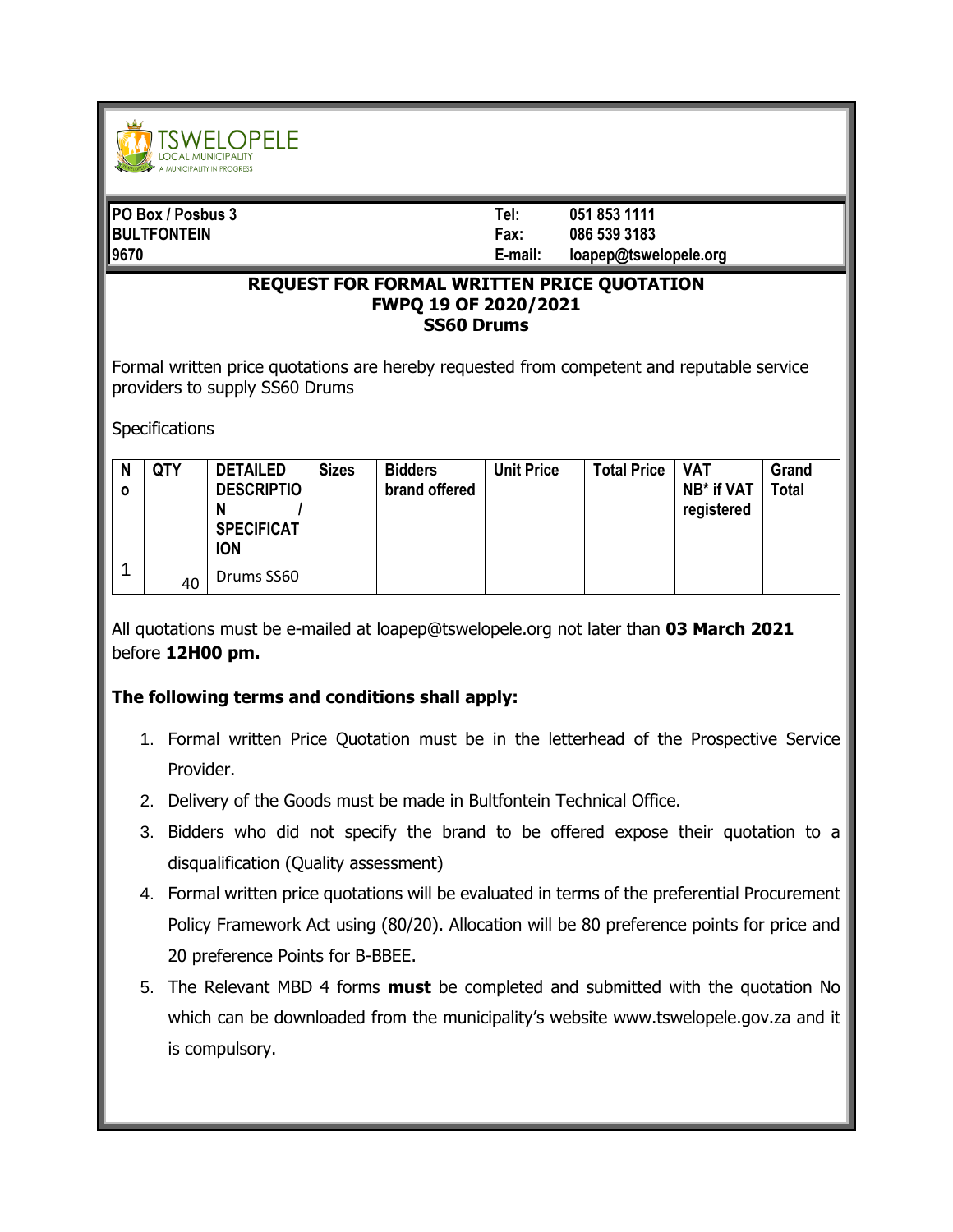TSWELOPELE
LOCAL MUNICIPALITY
A MUNICIPALITY IN PROGRESS

**PO Box / Posbus 3**
**BULTFONTEIN**
**9670**

**Tel:** 051 853 1111
**Fax:** 086 539 3183
**E-mail:** loapep@tswelopele.org

## REQUEST FOR FORMAL WRITTEN PRICE QUOTATION
## FWPQ 19 OF 2020/2021
## SS60 Drums

Formal written price quotations are hereby requested from competent and reputable service providers to supply SS60 Drums

Specifications

| No | QTY | DETAILED DESCRIPTION / SPECIFICATION | Sizes | Bidders brand offered | Unit Price | Total Price | VAT NB* if VAT registered | Grand Total |
|---|---|---|---|---|---|---|---|---|
| 1 | 40 | Drums SS60 | | | | | | |

All quotations must be e-mailed at loapep@tswelopele.org not later than **03 March 2021** before **12H00 pm.**

**The following terms and conditions shall apply:**

1. Formal written Price Quotation must be in the letterhead of the Prospective Service Provider.
2. Delivery of the Goods must be made in Bultfontein Technical Office.
3. Bidders who did not specify the brand to be offered expose their quotation to a disqualification (Quality assessment)
4. Formal written price quotations will be evaluated in terms of the preferential Procurement Policy Framework Act using (80/20). Allocation will be 80 preference points for price and 20 preference Points for B-BBEE.
5. The Relevant MBD 4 forms **must** be completed and submitted with the quotation No which can be downloaded from the municipality's website www.tswelopele.gov.za and it is compulsory.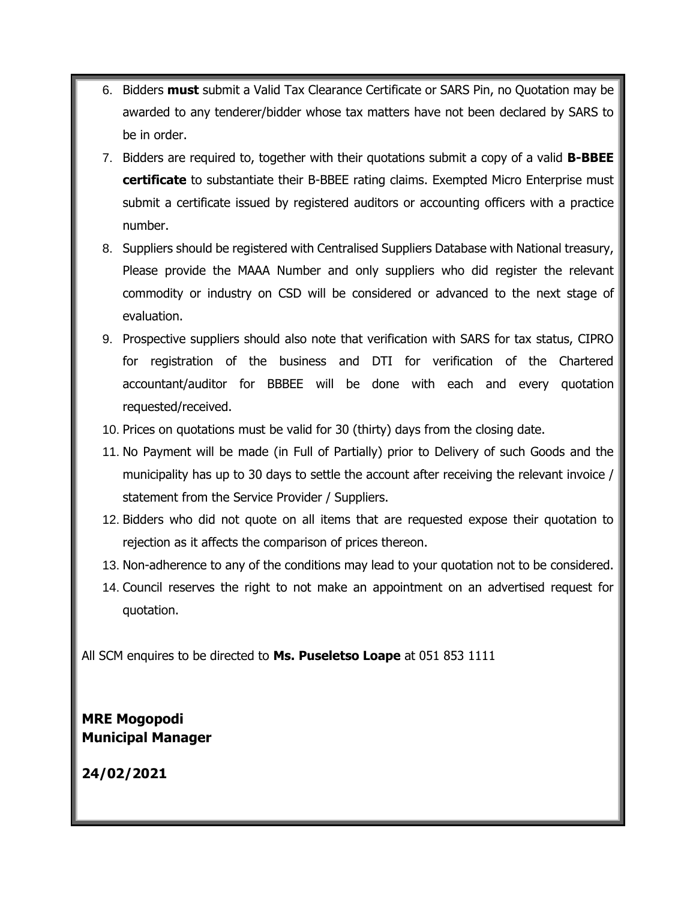6. Bidders **must** submit a Valid Tax Clearance Certificate or SARS Pin, no Quotation may be awarded to any tenderer/bidder whose tax matters have not been declared by SARS to be in order.
7. Bidders are required to, together with their quotations submit a copy of a valid **B-BBEE certificate** to substantiate their B-BBEE rating claims. Exempted Micro Enterprise must submit a certificate issued by registered auditors or accounting officers with a practice number.
8. Suppliers should be registered with Centralised Suppliers Database with National treasury, Please provide the MAAA Number and only suppliers who did register the relevant commodity or industry on CSD will be considered or advanced to the next stage of evaluation.
9. Prospective suppliers should also note that verification with SARS for tax status, CIPRO for registration of the business and DTI for verification of the Chartered accountant/auditor for BBBEE will be done with each and every quotation requested/received.
10. Prices on quotations must be valid for 30 (thirty) days from the closing date.
11. No Payment will be made (in Full of Partially) prior to Delivery of such Goods and the municipality has up to 30 days to settle the account after receiving the relevant invoice / statement from the Service Provider / Suppliers.
12. Bidders who did not quote on all items that are requested expose their quotation to rejection as it affects the comparison of prices thereon.
13. Non-adherence to any of the conditions may lead to your quotation not to be considered.
14. Council reserves the right to not make an appointment on an advertised request for quotation.

All SCM enquires to be directed to **Ms. Puseletso Loape** at 051 853 1111

**MRE Mogopodi**
**Municipal Manager**

**24/02/2021**